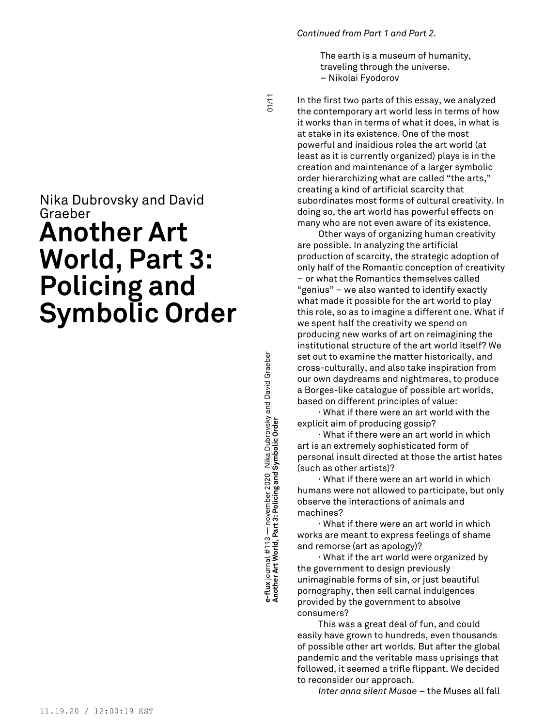Nika Dubrovsky and David Graeber

# Another Art World, Part 3: Policing and Symbolic Order

*Continued from Part 1 and Part 2.*

> The earth is a museum of humanity,
> traveling through the universe.
> – Nikolai Fyodorov

In the first two parts of this essay, we analyzed the contemporary art world less in terms of how it works than in terms of what it does, in what is at stake in its existence. One of the most powerful and insidious roles the art world (at least as it is currently organized) plays is in the creation and maintenance of a larger symbolic order hierarchizing what are called "the arts," creating a kind of artificial scarcity that subordinates most forms of cultural creativity. In doing so, the art world has powerful effects on many who are not even aware of its existence.

Other ways of organizing human creativity are possible. In analyzing the artificial production of scarcity, the strategic adoption of only half of the Romantic conception of creativity – or what the Romantics themselves called "genius" – we also wanted to identify exactly what made it possible for the art world to play this role, so as to imagine a different one. What if we spent half the creativity we spend on producing new works of art on reimagining the institutional structure of the art world itself? We set out to examine the matter historically, and cross-culturally, and also take inspiration from our own daydreams and nightmares, to produce a Borges-like catalogue of possible art worlds, based on different principles of value:

· What if there were an art world with the explicit aim of producing gossip?

· What if there were an art world in which art is an extremely sophisticated form of personal insult directed at those the artist hates (such as other artists)?

· What if there were an art world in which humans were not allowed to participate, but only observe the interactions of animals and machines?

· What if there were an art world in which works are meant to express feelings of shame and remorse (art as apology)?

· What if the art world were organized by the government to design previously unimaginable forms of sin, or just beautiful pornography, then sell carnal indulgences provided by the government to absolve consumers?

This was a great deal of fun, and could easily have grown to hundreds, even thousands of possible other art worlds. But after the global pandemic and the veritable mass uprisings that followed, it seemed a trifle flippant. We decided to reconsider our approach.

*Inter anna silent Musae* – the Muses all fall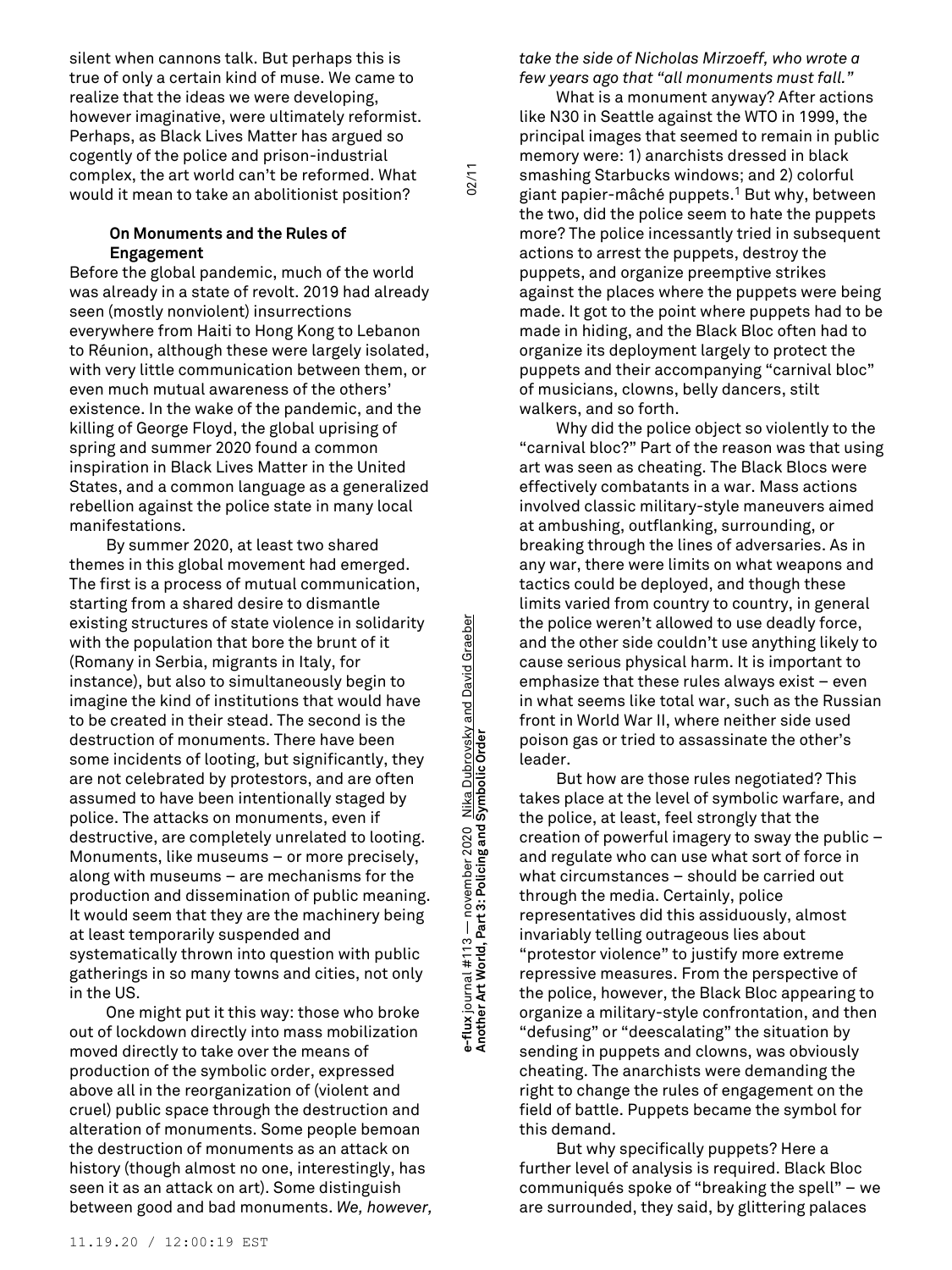silent when cannons talk. But perhaps this is true of only a certain kind of muse. We came to realize that the ideas we were developing, however imaginative, were ultimately reformist. Perhaps, as Black Lives Matter has argued so cogently of the police and prison-industrial complex, the art world can't be reformed. What would it mean to take an abolitionist position?

**On Monuments and the Rules of Engagement**

Before the global pandemic, much of the world was already in a state of revolt. 2019 had already seen (mostly nonviolent) insurrections everywhere from Haiti to Hong Kong to Lebanon to Réunion, although these were largely isolated, with very little communication between them, or even much mutual awareness of the others' existence. In the wake of the pandemic, and the killing of George Floyd, the global uprising of spring and summer 2020 found a common inspiration in Black Lives Matter in the United States, and a common language as a generalized rebellion against the police state in many local manifestations.

By summer 2020, at least two shared themes in this global movement had emerged. The first is a process of mutual communication, starting from a shared desire to dismantle existing structures of state violence in solidarity with the population that bore the brunt of it (Romany in Serbia, migrants in Italy, for instance), but also to simultaneously begin to imagine the kind of institutions that would have to be created in their stead. The second is the destruction of monuments. There have been some incidents of looting, but significantly, they are not celebrated by protestors, and are often assumed to have been intentionally staged by police. The attacks on monuments, even if destructive, are completely unrelated to looting. Monuments, like museums – or more precisely, along with museums – are mechanisms for the production and dissemination of public meaning. It would seem that they are the machinery being at least temporarily suspended and systematically thrown into question with public gatherings in so many towns and cities, not only in the US.

One might put it this way: those who broke out of lockdown directly into mass mobilization moved directly to take over the means of production of the symbolic order, expressed above all in the reorganization of (violent and cruel) public space through the destruction and alteration of monuments. Some people bemoan the destruction of monuments as an attack on history (though almost no one, interestingly, has seen it as an attack on art). Some distinguish between good and bad monuments. *We, however, take the side of Nicholas Mirzoeff, who wrote a few years ago that "all monuments must fall."*

What is a monument anyway? After actions like N30 in Seattle against the WTO in 1999, the principal images that seemed to remain in public memory were: 1) anarchists dressed in black smashing Starbucks windows; and 2) colorful giant papier-mâché puppets.[1] But why, between the two, did the police seem to hate the puppets more? The police incessantly tried in subsequent actions to arrest the puppets, destroy the puppets, and organize preemptive strikes against the places where the puppets were being made. It got to the point where puppets had to be made in hiding, and the Black Bloc often had to organize its deployment largely to protect the puppets and their accompanying "carnival bloc" of musicians, clowns, belly dancers, stilt walkers, and so forth.

Why did the police object so violently to the "carnival bloc?" Part of the reason was that using art was seen as cheating. The Black Blocs were effectively combatants in a war. Mass actions involved classic military-style maneuvers aimed at ambushing, outflanking, surrounding, or breaking through the lines of adversaries. As in any war, there were limits on what weapons and tactics could be deployed, and though these limits varied from country to country, in general the police weren't allowed to use deadly force, and the other side couldn't use anything likely to cause serious physical harm. It is important to emphasize that these rules always exist – even in what seems like total war, such as the Russian front in World War II, where neither side used poison gas or tried to assassinate the other's leader.

But how are those rules negotiated? This takes place at the level of symbolic warfare, and the police, at least, feel strongly that the creation of powerful imagery to sway the public – and regulate who can use what sort of force in what circumstances – should be carried out through the media. Certainly, police representatives did this assiduously, almost invariably telling outrageous lies about "protestor violence" to justify more extreme repressive measures. From the perspective of the police, however, the Black Bloc appearing to organize a military-style confrontation, and then "defusing" or "deescalating" the situation by sending in puppets and clowns, was obviously cheating. The anarchists were demanding the right to change the rules of engagement on the field of battle. Puppets became the symbol for this demand.

But why specifically puppets? Here a further level of analysis is required. Black Bloc communiqués spoke of "breaking the spell" – we are surrounded, they said, by glittering palaces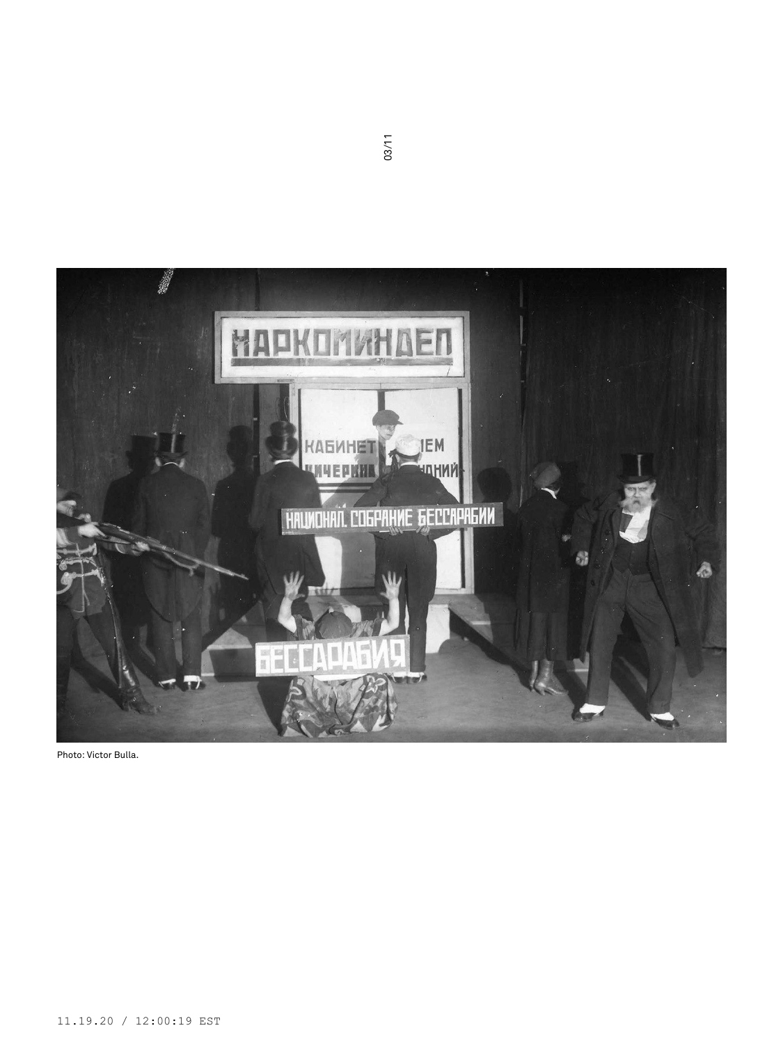Photo: Victor Bulla.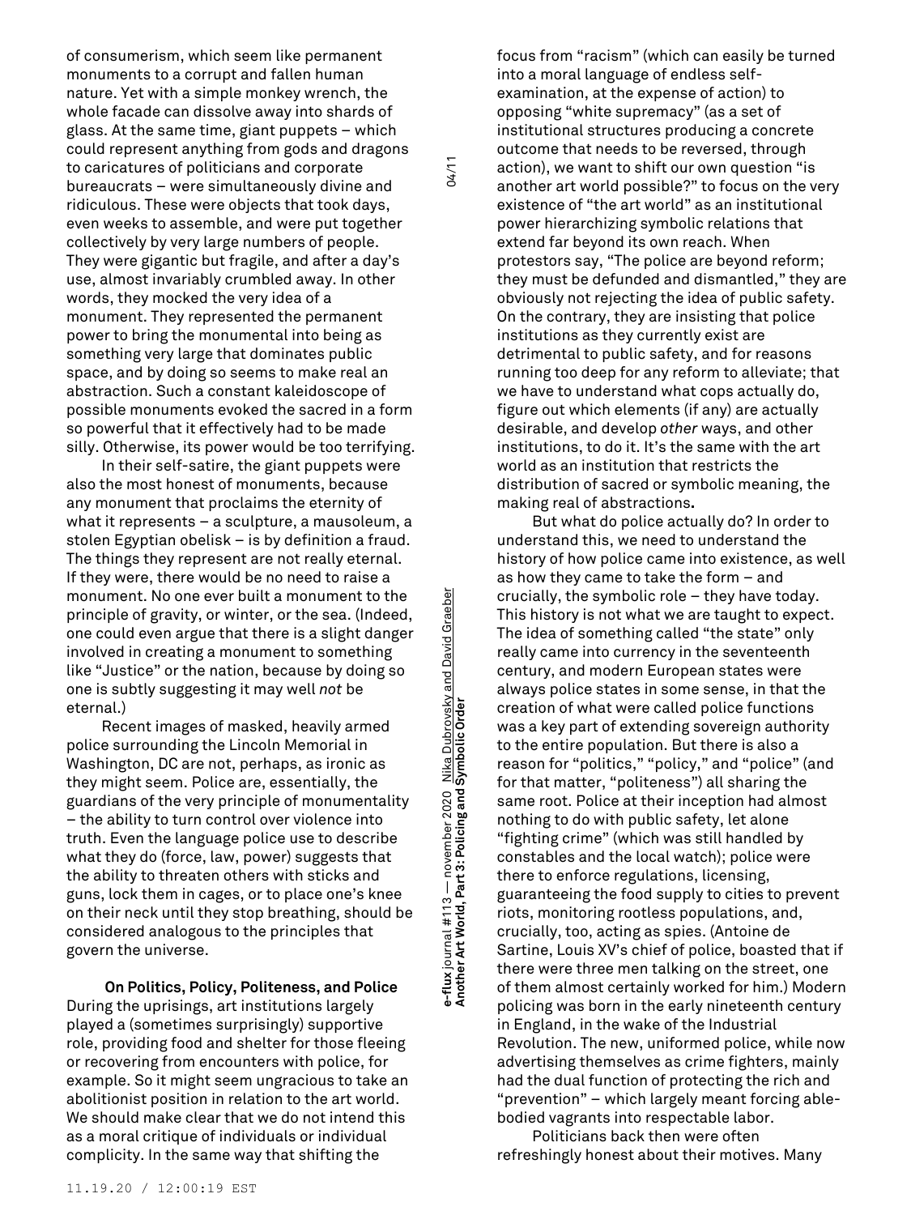of consumerism, which seem like permanent monuments to a corrupt and fallen human nature. Yet with a simple monkey wrench, the whole facade can dissolve away into shards of glass. At the same time, giant puppets – which could represent anything from gods and dragons to caricatures of politicians and corporate bureaucrats – were simultaneously divine and ridiculous. These were objects that took days, even weeks to assemble, and were put together collectively by very large numbers of people. They were gigantic but fragile, and after a day's use, almost invariably crumbled away. In other words, they mocked the very idea of a monument. They represented the permanent power to bring the monumental into being as something very large that dominates public space, and by doing so seems to make real an abstraction. Such a constant kaleidoscope of possible monuments evoked the sacred in a form so powerful that it effectively had to be made silly. Otherwise, its power would be too terrifying.

In their self-satire, the giant puppets were also the most honest of monuments, because any monument that proclaims the eternity of what it represents – a sculpture, a mausoleum, a stolen Egyptian obelisk – is by definition a fraud. The things they represent are not really eternal. If they were, there would be no need to raise a monument. No one ever built a monument to the principle of gravity, or winter, or the sea. (Indeed, one could even argue that there is a slight danger involved in creating a monument to something like "Justice" or the nation, because by doing so one is subtly suggesting it may well *not* be eternal.)

Recent images of masked, heavily armed police surrounding the Lincoln Memorial in Washington, DC are not, perhaps, as ironic as they might seem. Police are, essentially, the guardians of the very principle of monumentality – the ability to turn control over violence into truth. Even the language police use to describe what they do (force, law, power) suggests that the ability to threaten others with sticks and guns, lock them in cages, or to place one's knee on their neck until they stop breathing, should be considered analogous to the principles that govern the universe.

**On Politics, Policy, Politeness, and Police**

During the uprisings, art institutions largely played a (sometimes surprisingly) supportive role, providing food and shelter for those fleeing or recovering from encounters with police, for example. So it might seem ungracious to take an abolitionist position in relation to the art world. We should make clear that we do not intend this as a moral critique of individuals or individual complicity. In the same way that shifting the focus from "racism" (which can easily be turned into a moral language of endless self-examination, at the expense of action) to opposing "white supremacy" (as a set of institutional structures producing a concrete outcome that needs to be reversed, through action), we want to shift our own question "is another art world possible?" to focus on the very existence of "the art world" as an institutional power hierarchizing symbolic relations that extend far beyond its own reach. When protestors say, "The police are beyond reform; they must be defunded and dismantled," they are obviously not rejecting the idea of public safety. On the contrary, they are insisting that police institutions as they currently exist are detrimental to public safety, and for reasons running too deep for any reform to alleviate; that we have to understand what cops actually do, figure out which elements (if any) are actually desirable, and develop *other* ways, and other institutions, to do it. It's the same with the art world as an institution that restricts the distribution of sacred or symbolic meaning, the making real of abstractions**.**

But what do police actually do? In order to understand this, we need to understand the history of how police came into existence, as well as how they came to take the form – and crucially, the symbolic role – they have today. This history is not what we are taught to expect. The idea of something called "the state" only really came into currency in the seventeenth century, and modern European states were always police states in some sense, in that the creation of what were called police functions was a key part of extending sovereign authority to the entire population. But there is also a reason for "politics," "policy," and "police" (and for that matter, "politeness") all sharing the same root. Police at their inception had almost nothing to do with public safety, let alone "fighting crime" (which was still handled by constables and the local watch); police were there to enforce regulations, licensing, guaranteeing the food supply to cities to prevent riots, monitoring rootless populations, and, crucially, too, acting as spies. (Antoine de Sartine, Louis XV's chief of police, boasted that if there were three men talking on the street, one of them almost certainly worked for him.) Modern policing was born in the early nineteenth century in England, in the wake of the Industrial Revolution. The new, uniformed police, while now advertising themselves as crime fighters, mainly had the dual function of protecting the rich and "prevention" – which largely meant forcing able-bodied vagrants into respectable labor.

Politicians back then were often refreshingly honest about their motives. Many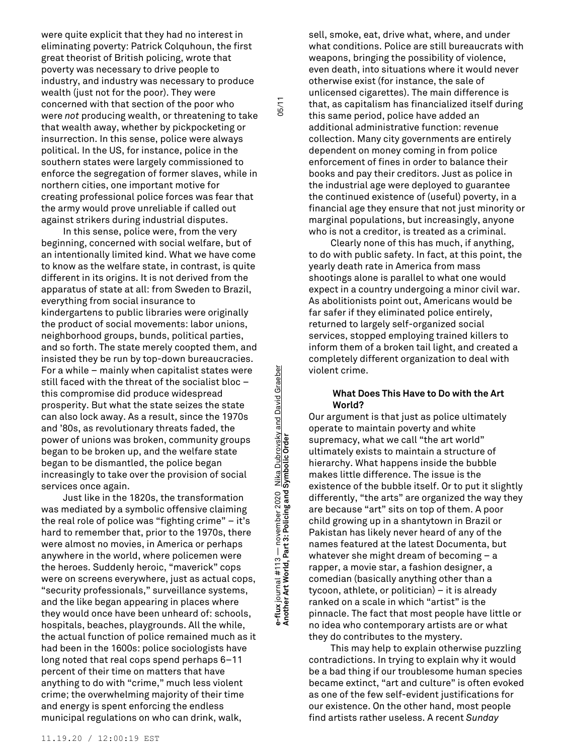were quite explicit that they had no interest in eliminating poverty: Patrick Colquhoun, the first great theorist of British policing, wrote that poverty was necessary to drive people to industry, and industry was necessary to produce wealth (just not for the poor). They were concerned with that section of the poor who were *not* producing wealth, or threatening to take that wealth away, whether by pickpocketing or insurrection. In this sense, police were always political. In the US, for instance, police in the southern states were largely commissioned to enforce the segregation of former slaves, while in northern cities, one important motive for creating professional police forces was fear that the army would prove unreliable if called out against strikers during industrial disputes.

In this sense, police were, from the very beginning, concerned with social welfare, but of an intentionally limited kind. What we have come to know as the welfare state, in contrast, is quite different in its origins. It is not derived from the apparatus of state at all: from Sweden to Brazil, everything from social insurance to kindergartens to public libraries were originally the product of social movements: labor unions, neighborhood groups, bunds, political parties, and so forth. The state merely coopted them, and insisted they be run by top-down bureaucracies. For a while – mainly when capitalist states were still faced with the threat of the socialist bloc – this compromise did produce widespread prosperity. But what the state seizes the state can also lock away. As a result, since the 1970s and '80s, as revolutionary threats faded, the power of unions was broken, community groups began to be broken up, and the welfare state began to be dismantled, the police began increasingly to take over the provision of social services once again.

Just like in the 1820s, the transformation was mediated by a symbolic offensive claiming the real role of police was "fighting crime" – it's hard to remember that, prior to the 1970s, there were almost no movies, in America or perhaps anywhere in the world, where policemen were the heroes. Suddenly heroic, "maverick" cops were on screens everywhere, just as actual cops, "security professionals," surveillance systems, and the like began appearing in places where they would once have been unheard of: schools, hospitals, beaches, playgrounds. All the while, the actual function of police remained much as it had been in the 1600s: police sociologists have long noted that real cops spend perhaps 6–11 percent of their time on matters that have anything to do with "crime," much less violent crime; the overwhelming majority of their time and energy is spent enforcing the endless municipal regulations on who can drink, walk, sell, smoke, eat, drive what, where, and under what conditions. Police are still bureaucrats with weapons, bringing the possibility of violence, even death, into situations where it would never otherwise exist (for instance, the sale of unlicensed cigarettes). The main difference is that, as capitalism has financialized itself during this same period, police have added an additional administrative function: revenue collection. Many city governments are entirely dependent on money coming in from police enforcement of fines in order to balance their books and pay their creditors. Just as police in the industrial age were deployed to guarantee the continued existence of (useful) poverty, in a financial age they ensure that not just minority or marginal populations, but increasingly, anyone who is not a creditor, is treated as a criminal.

Clearly none of this has much, if anything, to do with public safety. In fact, at this point, the yearly death rate in America from mass shootings alone is parallel to what one would expect in a country undergoing a minor civil war. As abolitionists point out, Americans would be far safer if they eliminated police entirely, returned to largely self-organized social services, stopped employing trained killers to inform them of a broken tail light, and created a completely different organization to deal with violent crime.

### What Does This Have to Do with the Art World?

Our argument is that just as police ultimately operate to maintain poverty and white supremacy, what we call "the art world" ultimately exists to maintain a structure of hierarchy. What happens inside the bubble makes little difference. The issue is the existence of the bubble itself. Or to put it slightly differently, "the arts" are organized the way they are because "art" sits on top of them. A poor child growing up in a shantytown in Brazil or Pakistan has likely never heard of any of the names featured at the latest Documenta, but whatever she might dream of becoming – a rapper, a movie star, a fashion designer, a comedian (basically anything other than a tycoon, athlete, or politician) – it is already ranked on a scale in which "artist" is the pinnacle. The fact that most people have little or no idea who contemporary artists are or what they do contributes to the mystery.

This may help to explain otherwise puzzling contradictions. In trying to explain why it would be a bad thing if our troublesome human species became extinct, "art and culture" is often evoked as one of the few self-evident justifications for our existence. On the other hand, most people find artists rather useless. A recent *Sunday*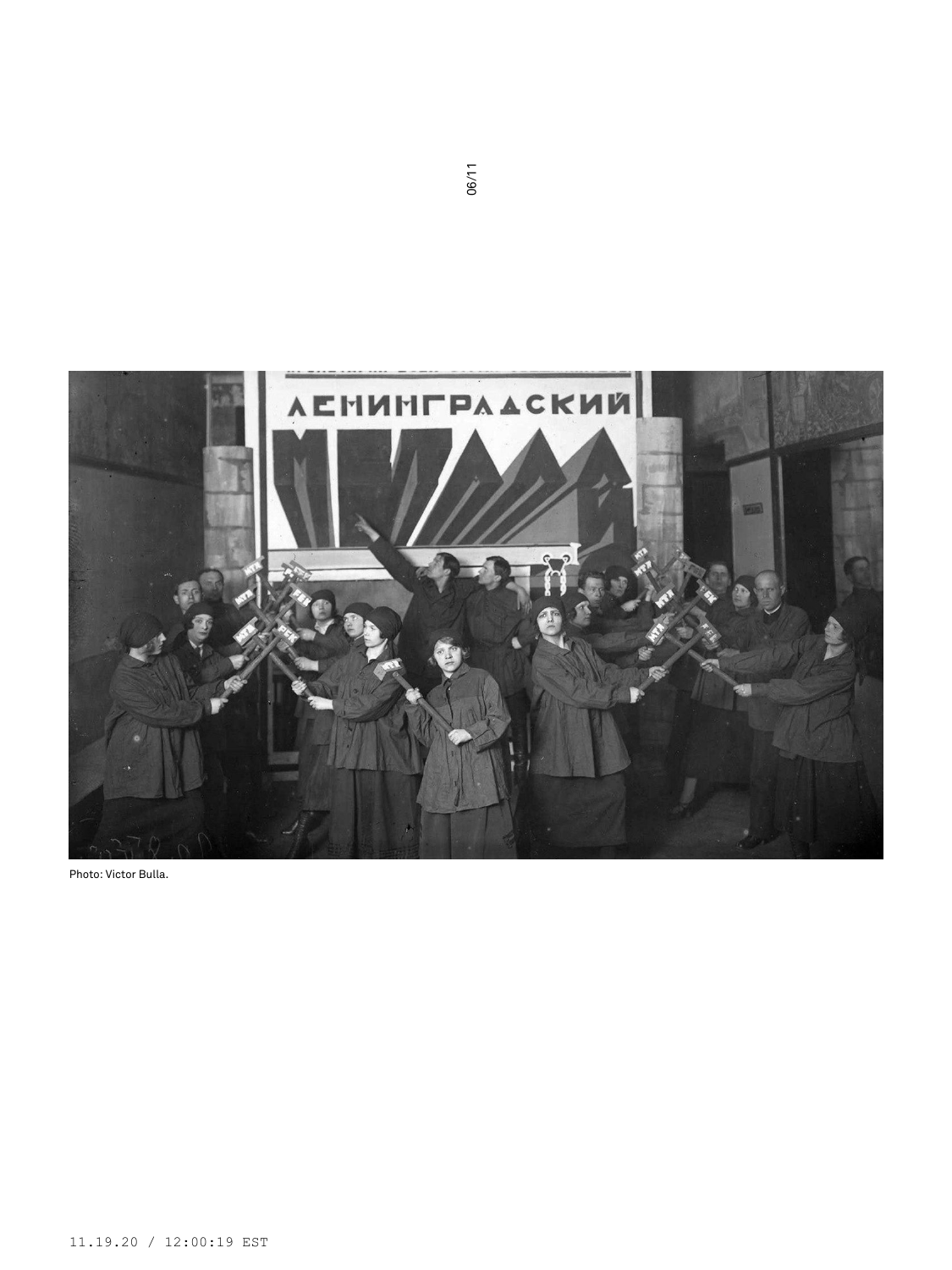Photo: Victor Bulla.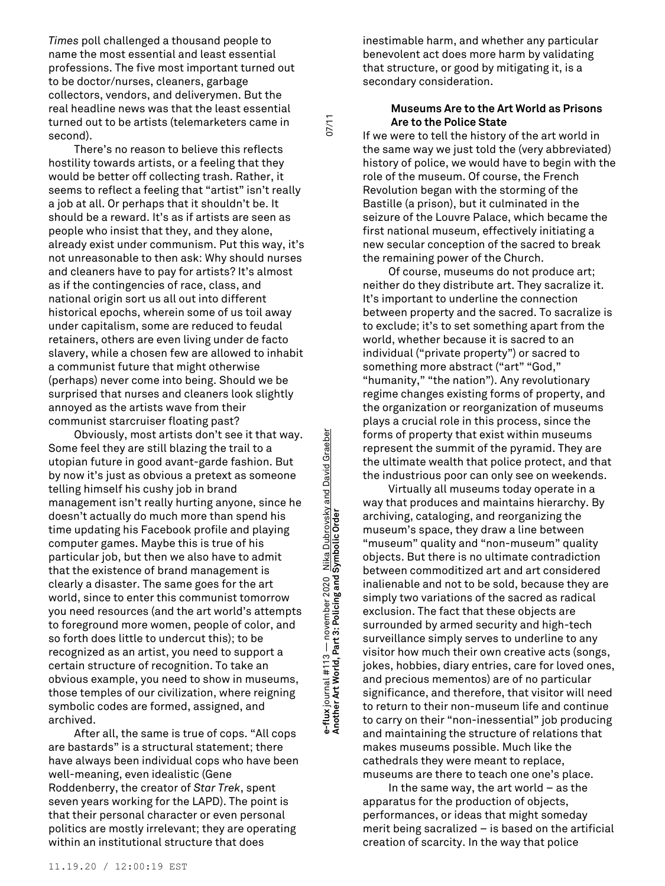*Times* poll challenged a thousand people to name the most essential and least essential professions. The five most important turned out to be doctor/nurses, cleaners, garbage collectors, vendors, and deliverymen. But the real headline news was that the least essential turned out to be artists (telemarketers came in second).

There's no reason to believe this reflects hostility towards artists, or a feeling that they would be better off collecting trash. Rather, it seems to reflect a feeling that "artist" isn't really a job at all. Or perhaps that it shouldn't be. It should be a reward. It's as if artists are seen as people who insist that they, and they alone, already exist under communism. Put this way, it's not unreasonable to then ask: Why should nurses and cleaners have to pay for artists? It's almost as if the contingencies of race, class, and national origin sort us all out into different historical epochs, wherein some of us toil away under capitalism, some are reduced to feudal retainers, others are even living under de facto slavery, while a chosen few are allowed to inhabit a communist future that might otherwise (perhaps) never come into being. Should we be surprised that nurses and cleaners look slightly annoyed as the artists wave from their communist starcruiser floating past?

Obviously, most artists don't see it that way. Some feel they are still blazing the trail to a utopian future in good avant-garde fashion. But by now it's just as obvious a pretext as someone telling himself his cushy job in brand management isn't really hurting anyone, since he doesn't actually do much more than spend his time updating his Facebook profile and playing computer games. Maybe this is true of his particular job, but then we also have to admit that the existence of brand management is clearly a disaster. The same goes for the art world, since to enter this communist tomorrow you need resources (and the art world's attempts to foreground more women, people of color, and so forth does little to undercut this); to be recognized as an artist, you need to support a certain structure of recognition. To take an obvious example, you need to show in museums, those temples of our civilization, where reigning symbolic codes are formed, assigned, and archived.

After all, the same is true of cops. "All cops are bastards" is a structural statement; there have always been individual cops who have been well-meaning, even idealistic (Gene Roddenberry, the creator of *Star Trek*, spent seven years working for the LAPD). The point is that their personal character or even personal politics are mostly irrelevant; they are operating within an institutional structure that does inestimable harm, and whether any particular benevolent act does more harm by validating that structure, or good by mitigating it, is a secondary consideration.

### Museums Are to the Art World as Prisons Are to the Police State

If we were to tell the history of the art world in the same way we just told the (very abbreviated) history of police, we would have to begin with the role of the museum. Of course, the French Revolution began with the storming of the Bastille (a prison), but it culminated in the seizure of the Louvre Palace, which became the first national museum, effectively initiating a new secular conception of the sacred to break the remaining power of the Church.

Of course, museums do not produce art; neither do they distribute art. They sacralize it. It's important to underline the connection between property and the sacred. To sacralize is to exclude; it's to set something apart from the world, whether because it is sacred to an individual ("private property") or sacred to something more abstract ("art" "God," "humanity," "the nation"). Any revolutionary regime changes existing forms of property, and the organization or reorganization of museums plays a crucial role in this process, since the forms of property that exist within museums represent the summit of the pyramid. They are the ultimate wealth that police protect, and that the industrious poor can only see on weekends.

Virtually all museums today operate in a way that produces and maintains hierarchy. By archiving, cataloging, and reorganizing the museum's space, they draw a line between "museum" quality and "non-museum" quality objects. But there is no ultimate contradiction between commoditized art and art considered inalienable and not to be sold, because they are simply two variations of the sacred as radical exclusion. The fact that these objects are surrounded by armed security and high-tech surveillance simply serves to underline to any visitor how much their own creative acts (songs, jokes, hobbies, diary entries, care for loved ones, and precious mementos) are of no particular significance, and therefore, that visitor will need to return to their non-museum life and continue to carry on their "non-inessential" job producing and maintaining the structure of relations that makes museums possible. Much like the cathedrals they were meant to replace, museums are there to teach one one's place.

In the same way, the art world – as the apparatus for the production of objects, performances, or ideas that might someday merit being sacralized – is based on the artificial creation of scarcity. In the way that police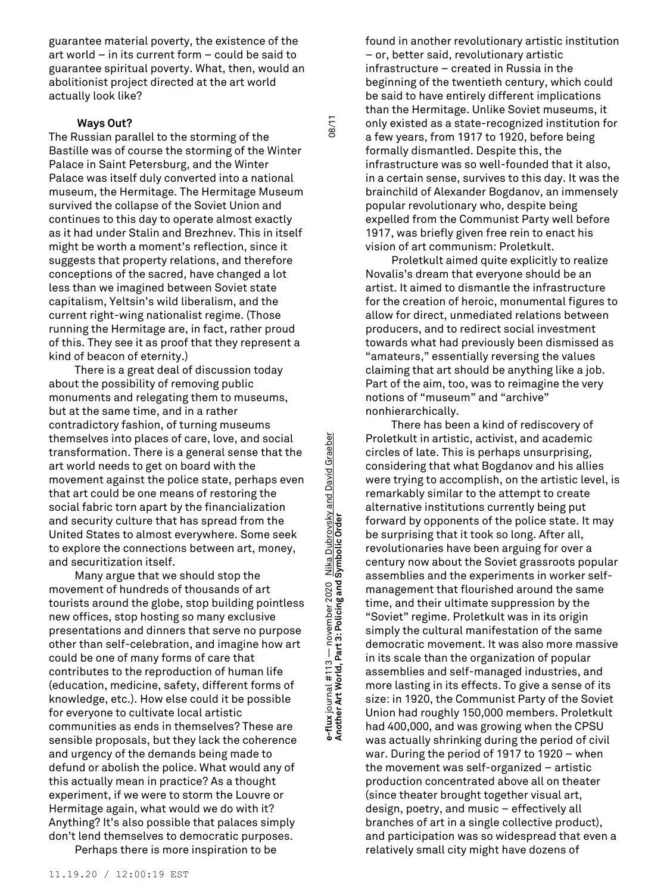guarantee material poverty, the existence of the art world – in its current form – could be said to guarantee spiritual poverty. What, then, would an abolitionist project directed at the art world actually look like?

### Ways Out?

The Russian parallel to the storming of the Bastille was of course the storming of the Winter Palace in Saint Petersburg, and the Winter Palace was itself duly converted into a national museum, the Hermitage. The Hermitage Museum survived the collapse of the Soviet Union and continues to this day to operate almost exactly as it had under Stalin and Brezhnev. This in itself might be worth a moment's reflection, since it suggests that property relations, and therefore conceptions of the sacred, have changed a lot less than we imagined between Soviet state capitalism, Yeltsin's wild liberalism, and the current right-wing nationalist regime. (Those running the Hermitage are, in fact, rather proud of this. They see it as proof that they represent a kind of beacon of eternity.)

There is a great deal of discussion today about the possibility of removing public monuments and relegating them to museums, but at the same time, and in a rather contradictory fashion, of turning museums themselves into places of care, love, and social transformation. There is a general sense that the art world needs to get on board with the movement against the police state, perhaps even that art could be one means of restoring the social fabric torn apart by the financialization and security culture that has spread from the United States to almost everywhere. Some seek to explore the connections between art, money, and securitization itself.

Many argue that we should stop the movement of hundreds of thousands of art tourists around the globe, stop building pointless new offices, stop hosting so many exclusive presentations and dinners that serve no purpose other than self-celebration, and imagine how art could be one of many forms of care that contributes to the reproduction of human life (education, medicine, safety, different forms of knowledge, etc.). How else could it be possible for everyone to cultivate local artistic communities as ends in themselves? These are sensible proposals, but they lack the coherence and urgency of the demands being made to defund or abolish the police. What would any of this actually mean in practice? As a thought experiment, if we were to storm the Louvre or Hermitage again, what would we do with it? Anything? It's also possible that palaces simply don't lend themselves to democratic purposes.

Perhaps there is more inspiration to be found in another revolutionary artistic institution – or, better said, revolutionary artistic infrastructure – created in Russia in the beginning of the twentieth century, which could be said to have entirely different implications than the Hermitage. Unlike Soviet museums, it only existed as a state-recognized institution for a few years, from 1917 to 1920, before being formally dismantled. Despite this, the infrastructure was so well-founded that it also, in a certain sense, survives to this day. It was the brainchild of Alexander Bogdanov, an immensely popular revolutionary who, despite being expelled from the Communist Party well before 1917, was briefly given free rein to enact his vision of art communism: Proletkult.

Proletkult aimed quite explicitly to realize Novalis's dream that everyone should be an artist. It aimed to dismantle the infrastructure for the creation of heroic, monumental figures to allow for direct, unmediated relations between producers, and to redirect social investment towards what had previously been dismissed as "amateurs," essentially reversing the values claiming that art should be anything like a job. Part of the aim, too, was to reimagine the very notions of "museum" and "archive" nonhierarchically.

There has been a kind of rediscovery of Proletkult in artistic, activist, and academic circles of late. This is perhaps unsurprising, considering that what Bogdanov and his allies were trying to accomplish, on the artistic level, is remarkably similar to the attempt to create alternative institutions currently being put forward by opponents of the police state. It may be surprising that it took so long. After all, revolutionaries have been arguing for over a century now about the Soviet grassroots popular assemblies and the experiments in worker self-management that flourished around the same time, and their ultimate suppression by the "Soviet" regime. Proletkult was in its origin simply the cultural manifestation of the same democratic movement. It was also more massive in its scale than the organization of popular assemblies and self-managed industries, and more lasting in its effects. To give a sense of its size: in 1920, the Communist Party of the Soviet Union had roughly 150,000 members. Proletkult had 400,000, and was growing when the CPSU was actually shrinking during the period of civil war. During the period of 1917 to 1920 – when the movement was self-organized – artistic production concentrated above all on theater (since theater brought together visual art, design, poetry, and music – effectively all branches of art in a single collective product), and participation was so widespread that even a relatively small city might have dozens of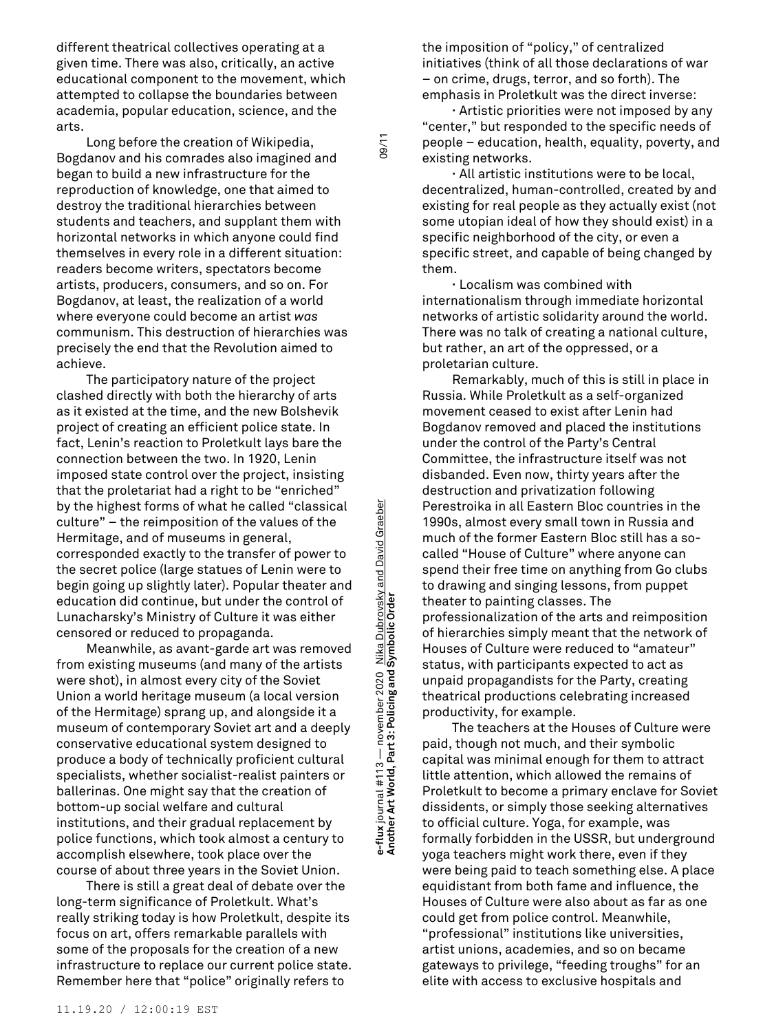different theatrical collectives operating at a given time. There was also, critically, an active educational component to the movement, which attempted to collapse the boundaries between academia, popular education, science, and the arts.

Long before the creation of Wikipedia, Bogdanov and his comrades also imagined and began to build a new infrastructure for the reproduction of knowledge, one that aimed to destroy the traditional hierarchies between students and teachers, and supplant them with horizontal networks in which anyone could find themselves in every role in a different situation: readers become writers, spectators become artists, producers, consumers, and so on. For Bogdanov, at least, the realization of a world where everyone could become an artist *was* communism. This destruction of hierarchies was precisely the end that the Revolution aimed to achieve.

The participatory nature of the project clashed directly with both the hierarchy of arts as it existed at the time, and the new Bolshevik project of creating an efficient police state. In fact, Lenin's reaction to Proletkult lays bare the connection between the two. In 1920, Lenin imposed state control over the project, insisting that the proletariat had a right to be "enriched" by the highest forms of what he called "classical culture" – the reimposition of the values of the Hermitage, and of museums in general, corresponded exactly to the transfer of power to the secret police (large statues of Lenin were to begin going up slightly later). Popular theater and education did continue, but under the control of Lunacharsky's Ministry of Culture it was either censored or reduced to propaganda.

Meanwhile, as avant-garde art was removed from existing museums (and many of the artists were shot), in almost every city of the Soviet Union a world heritage museum (a local version of the Hermitage) sprang up, and alongside it a museum of contemporary Soviet art and a deeply conservative educational system designed to produce a body of technically proficient cultural specialists, whether socialist-realist painters or ballerinas. One might say that the creation of bottom-up social welfare and cultural institutions, and their gradual replacement by police functions, which took almost a century to accomplish elsewhere, took place over the course of about three years in the Soviet Union.

There is still a great deal of debate over the long-term significance of Proletkult. What's really striking today is how Proletkult, despite its focus on art, offers remarkable parallels with some of the proposals for the creation of a new infrastructure to replace our current police state. Remember here that "police" originally refers to the imposition of "policy," of centralized initiatives (think of all those declarations of war – on crime, drugs, terror, and so forth). The emphasis in Proletkult was the direct inverse:

· Artistic priorities were not imposed by any "center," but responded to the specific needs of people – education, health, equality, poverty, and existing networks.

· All artistic institutions were to be local, decentralized, human-controlled, created by and existing for real people as they actually exist (not some utopian ideal of how they should exist) in a specific neighborhood of the city, or even a specific street, and capable of being changed by them.

· Localism was combined with internationalism through immediate horizontal networks of artistic solidarity around the world. There was no talk of creating a national culture, but rather, an art of the oppressed, or a proletarian culture.

Remarkably, much of this is still in place in Russia. While Proletkult as a self-organized movement ceased to exist after Lenin had Bogdanov removed and placed the institutions under the control of the Party's Central Committee, the infrastructure itself was not disbanded. Even now, thirty years after the destruction and privatization following Perestroika in all Eastern Bloc countries in the 1990s, almost every small town in Russia and much of the former Eastern Bloc still has a so-called "House of Culture" where anyone can spend their free time on anything from Go clubs to drawing and singing lessons, from puppet theater to painting classes. The professionalization of the arts and reimposition of hierarchies simply meant that the network of Houses of Culture were reduced to "amateur" status, with participants expected to act as unpaid propagandists for the Party, creating theatrical productions celebrating increased productivity, for example.

The teachers at the Houses of Culture were paid, though not much, and their symbolic capital was minimal enough for them to attract little attention, which allowed the remains of Proletkult to become a primary enclave for Soviet dissidents, or simply those seeking alternatives to official culture. Yoga, for example, was formally forbidden in the USSR, but underground yoga teachers might work there, even if they were being paid to teach something else. A place equidistant from both fame and influence, the Houses of Culture were also about as far as one could get from police control. Meanwhile, "professional" institutions like universities, artist unions, academies, and so on became gateways to privilege, "feeding troughs" for an elite with access to exclusive hospitals and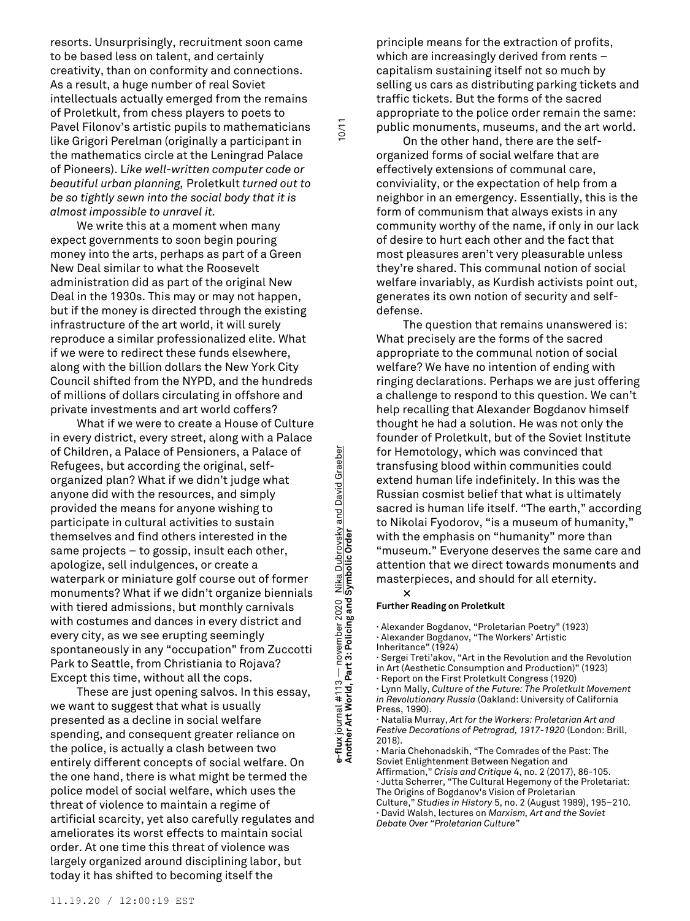resorts. Unsurprisingly, recruitment soon came to be based less on talent, and certainly creativity, than on conformity and connections. As a result, a huge number of real Soviet intellectuals actually emerged from the remains of Proletkult, from chess players to poets to Pavel Filonov's artistic pupils to mathematicians like Grigori Perelman (originally a participant in the mathematics circle at the Leningrad Palace of Pioneers). *Like well-written computer code or beautiful urban planning,* Proletkult *turned out to be so tightly sewn into the social body that it is almost impossible to unravel it.*

We write this at a moment when many expect governments to soon begin pouring money into the arts, perhaps as part of a Green New Deal similar to what the Roosevelt administration did as part of the original New Deal in the 1930s. This may or may not happen, but if the money is directed through the existing infrastructure of the art world, it will surely reproduce a similar professionalized elite. What if we were to redirect these funds elsewhere, along with the billion dollars the New York City Council shifted from the NYPD, and the hundreds of millions of dollars circulating in offshore and private investments and art world coffers?

What if we were to create a House of Culture in every district, every street, along with a Palace of Children, a Palace of Pensioners, a Palace of Refugees, but according the original, self-organized plan? What if we didn't judge what anyone did with the resources, and simply provided the means for anyone wishing to participate in cultural activities to sustain themselves and find others interested in the same projects – to gossip, insult each other, apologize, sell indulgences, or create a waterpark or miniature golf course out of former monuments? What if we didn't organize biennials with tiered admissions, but monthly carnivals with costumes and dances in every district and every city, as we see erupting seemingly spontaneously in any "occupation" from Zuccotti Park to Seattle, from Christiania to Rojava? Except this time, without all the cops.

These are just opening salvos. In this essay, we want to suggest that what is usually presented as a decline in social welfare spending, and consequent greater reliance on the police, is actually a clash between two entirely different concepts of social welfare. On the one hand, there is what might be termed the police model of social welfare, which uses the threat of violence to maintain a regime of artificial scarcity, yet also carefully regulates and ameliorates its worst effects to maintain social order. At one time this threat of violence was largely organized around disciplining labor, but today it has shifted to becoming itself the principle means for the extraction of profits, which are increasingly derived from rents – capitalism sustaining itself not so much by selling us cars as distributing parking tickets and traffic tickets. But the forms of the sacred appropriate to the police order remain the same: public monuments, museums, and the art world.

On the other hand, there are the self-organized forms of social welfare that are effectively extensions of communal care, conviviality, or the expectation of help from a neighbor in an emergency. Essentially, this is the form of communism that always exists in any community worthy of the name, if only in our lack of desire to hurt each other and the fact that most pleasures aren't very pleasurable unless they're shared. This communal notion of social welfare invariably, as Kurdish activists point out, generates its own notion of security and self-defense.

The question that remains unanswered is: What precisely are the forms of the sacred appropriate to the communal notion of social welfare? We have no intention of ending with ringing declarations. Perhaps we are just offering a challenge to respond to this question. We can't help recalling that Alexander Bogdanov himself thought he had a solution. He was not only the founder of Proletkult, but of the Soviet Institute for Hemotology, which was convinced that transfusing blood within communities could extend human life indefinitely. In this was the Russian cosmist belief that what is ultimately sacred is human life itself. "The earth," according to Nikolai Fyodorov, "is a museum of humanity," with the emphasis on "humanity" more than "museum." Everyone deserves the same care and attention that we direct towards monuments and masterpieces, and should for all eternity.

×

**Further Reading on Proletkult**

- Alexander Bogdanov, "Proletarian Poetry" (1923)
- Alexander Bogdanov, "The Workers' Artistic Inheritance" (1924)
- Sergei Treti'akov, "Art in the Revolution and the Revolution in Art (Aesthetic Consumption and Production)" (1923)
- Report on the First Proletkult Congress (1920)
- Lynn Mally, *Culture of the Future: The Proletkult Movement in Revolutionary Russia* (Oakland: University of California Press, 1990).
- Natalia Murray, *Art for the Workers: Proletarian Art and Festive Decorations of Petrograd, 1917-1920* (London: Brill, 2018).
- Maria Chehonadskih, "The Comrades of the Past: The Soviet Enlightenment Between Negation and Affirmation," *Crisis and Critique* 4, no. 2 (2017), 86-105.
- Jutta Scherrer, "The Cultural Hegemony of the Proletariat: The Origins of Bogdanov's Vision of Proletarian Culture," *Studies in History* 5, no. 2 (August 1989), 195–210.
- David Walsh, lectures on *Marxism, Art and the Soviet Debate Over "Proletarian Culture"*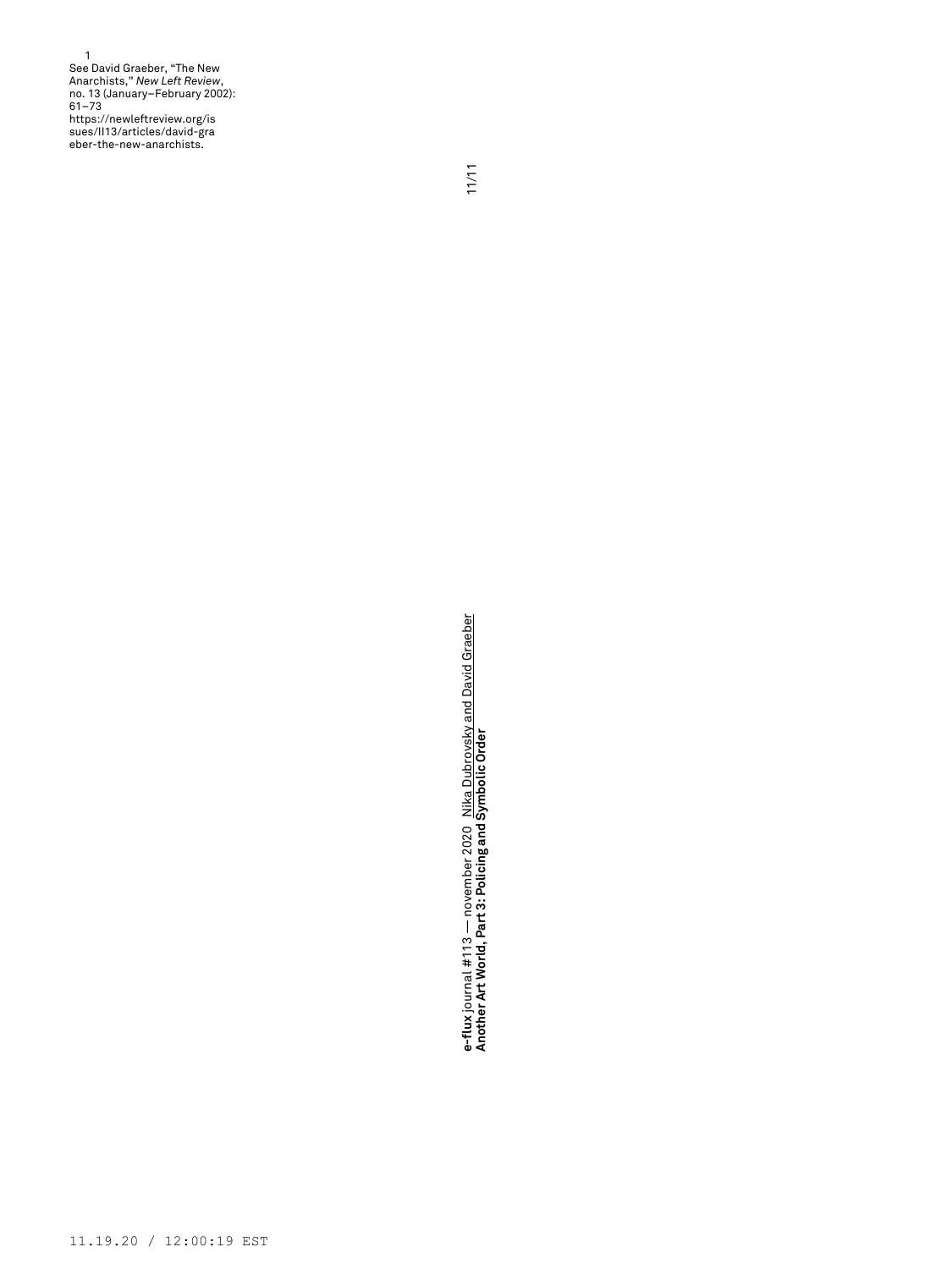1
See David Graeber, “The New Anarchists,” *New Left Review*, no. 13 (January–February 2002): 61–73 https://newleftreview.org/issues/II13/articles/david-graeber-the-new-anarchists.